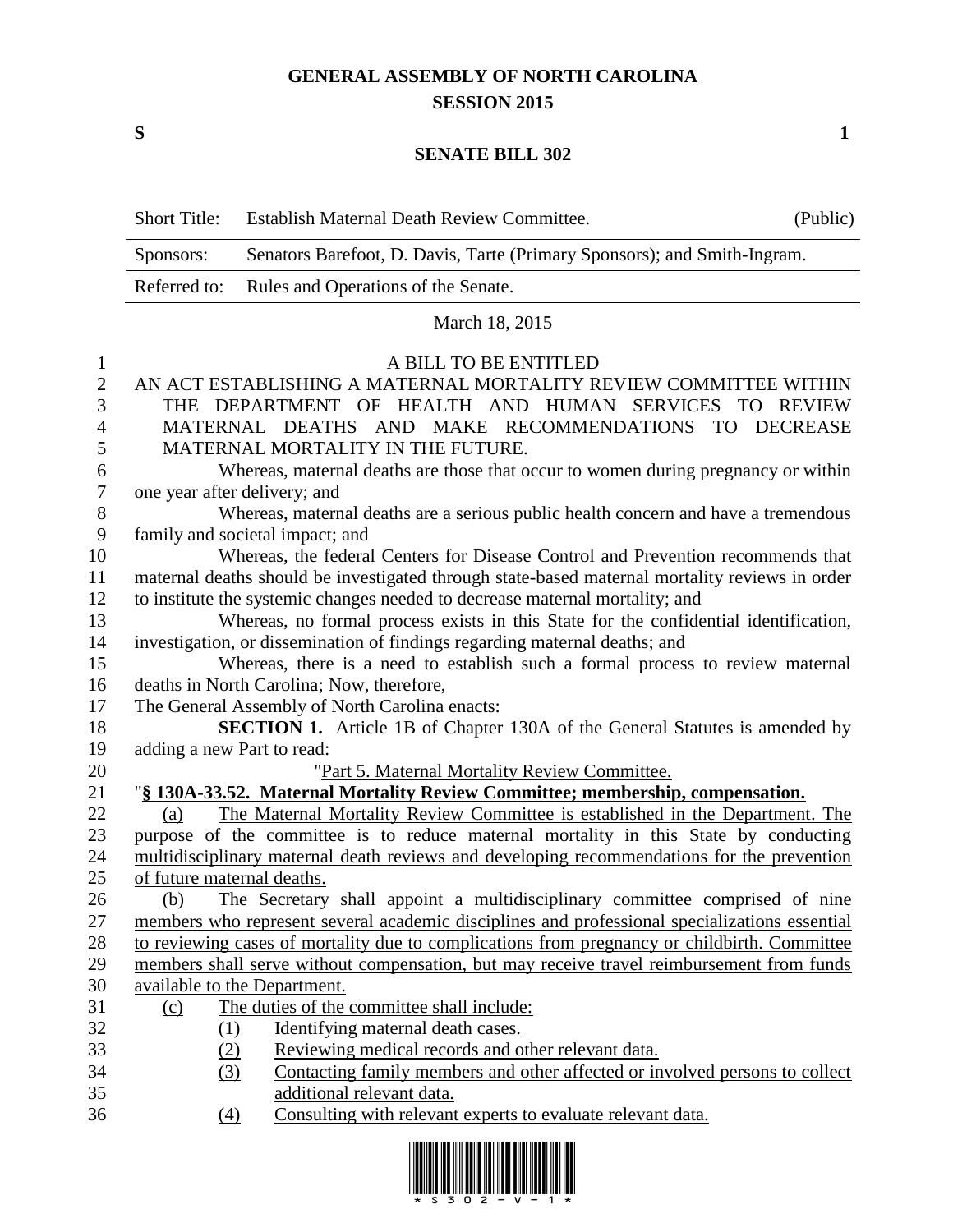# GENERAL ASSEMBLY OF NORTH CAROLINA
## SESSION 2015

**S** **1**

## SENATE BILL 302

| | | |
|---|---|---|
| Short Title: | Establish Maternal Death Review Committee. | (Public) |
| Sponsors: | Senators Barefoot, D. Davis, Tarte (Primary Sponsors); and Smith-Ingram. | |
| Referred to: | Rules and Operations of the Senate. | |

March 18, 2015

A BILL TO BE ENTITLED

AN ACT ESTABLISHING A MATERNAL MORTALITY REVIEW COMMITTEE WITHIN THE DEPARTMENT OF HEALTH AND HUMAN SERVICES TO REVIEW MATERNAL DEATHS AND MAKE RECOMMENDATIONS TO DECREASE MATERNAL MORTALITY IN THE FUTURE.

Whereas, maternal deaths are those that occur to women during pregnancy or within one year after delivery; and

Whereas, maternal deaths are a serious public health concern and have a tremendous family and societal impact; and

Whereas, the federal Centers for Disease Control and Prevention recommends that maternal deaths should be investigated through state-based maternal mortality reviews in order to institute the systemic changes needed to decrease maternal mortality; and

Whereas, no formal process exists in this State for the confidential identification, investigation, or dissemination of findings regarding maternal deaths; and

Whereas, there is a need to establish such a formal process to review maternal deaths in North Carolina; Now, therefore,

The General Assembly of North Carolina enacts:

**SECTION 1.** Article 1B of Chapter 130A of the General Statutes is amended by adding a new Part to read:

"Part 5. Maternal Mortality Review Committee.

"**§ 130A-33.52. Maternal Mortality Review Committee; membership, compensation.**

(a) The Maternal Mortality Review Committee is established in the Department. The purpose of the committee is to reduce maternal mortality in this State by conducting multidisciplinary maternal death reviews and developing recommendations for the prevention of future maternal deaths.

(b) The Secretary shall appoint a multidisciplinary committee comprised of nine members who represent several academic disciplines and professional specializations essential to reviewing cases of mortality due to complications from pregnancy or childbirth. Committee members shall serve without compensation, but may receive travel reimbursement from funds available to the Department.

(c) The duties of the committee shall include:

(1) Identifying maternal death cases.

(2) Reviewing medical records and other relevant data.

(3) Contacting family members and other affected or involved persons to collect additional relevant data.

(4) Consulting with relevant experts to evaluate relevant data.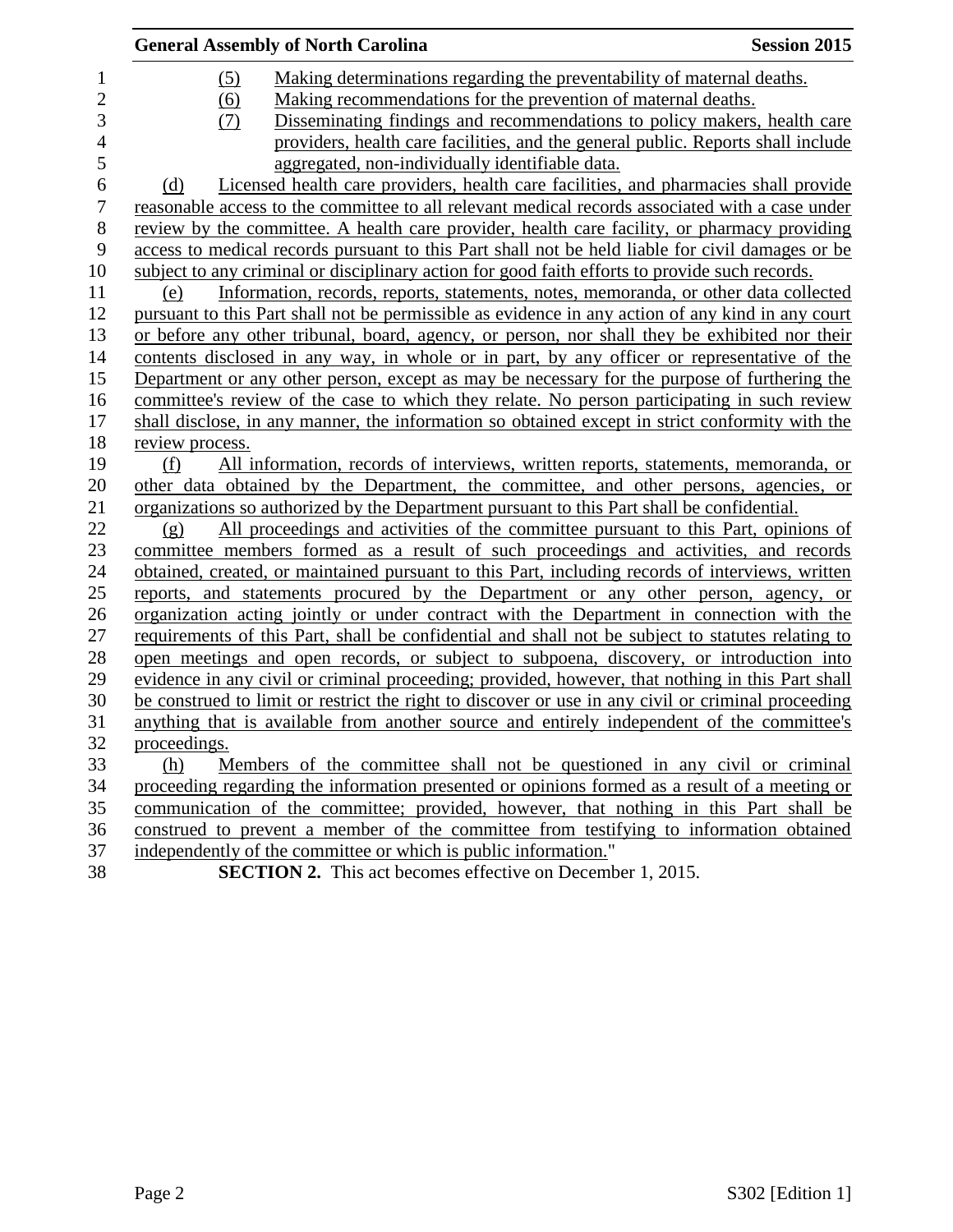(5) Making determinations regarding the preventability of maternal deaths.

(6) Making recommendations for the prevention of maternal deaths.

(7) Disseminating findings and recommendations to policy makers, health care providers, health care facilities, and the general public. Reports shall include aggregated, non-individually identifiable data.

(d) Licensed health care providers, health care facilities, and pharmacies shall provide reasonable access to the committee to all relevant medical records associated with a case under review by the committee. A health care provider, health care facility, or pharmacy providing access to medical records pursuant to this Part shall not be held liable for civil damages or be subject to any criminal or disciplinary action for good faith efforts to provide such records.

(e) Information, records, reports, statements, notes, memoranda, or other data collected pursuant to this Part shall not be permissible as evidence in any action of any kind in any court or before any other tribunal, board, agency, or person, nor shall they be exhibited nor their contents disclosed in any way, in whole or in part, by any officer or representative of the Department or any other person, except as may be necessary for the purpose of furthering the committee's review of the case to which they relate. No person participating in such review shall disclose, in any manner, the information so obtained except in strict conformity with the review process.

(f) All information, records of interviews, written reports, statements, memoranda, or other data obtained by the Department, the committee, and other persons, agencies, or organizations so authorized by the Department pursuant to this Part shall be confidential.

(g) All proceedings and activities of the committee pursuant to this Part, opinions of committee members formed as a result of such proceedings and activities, and records obtained, created, or maintained pursuant to this Part, including records of interviews, written reports, and statements procured by the Department or any other person, agency, or organization acting jointly or under contract with the Department in connection with the requirements of this Part, shall be confidential and shall not be subject to statutes relating to open meetings and open records, or subject to subpoena, discovery, or introduction into evidence in any civil or criminal proceeding; provided, however, that nothing in this Part shall be construed to limit or restrict the right to discover or use in any civil or criminal proceeding anything that is available from another source and entirely independent of the committee's proceedings.

(h) Members of the committee shall not be questioned in any civil or criminal proceeding regarding the information presented or opinions formed as a result of a meeting or communication of the committee; provided, however, that nothing in this Part shall be construed to prevent a member of the committee from testifying to information obtained independently of the committee or which is public information."

**SECTION 2.** This act becomes effective on December 1, 2015.